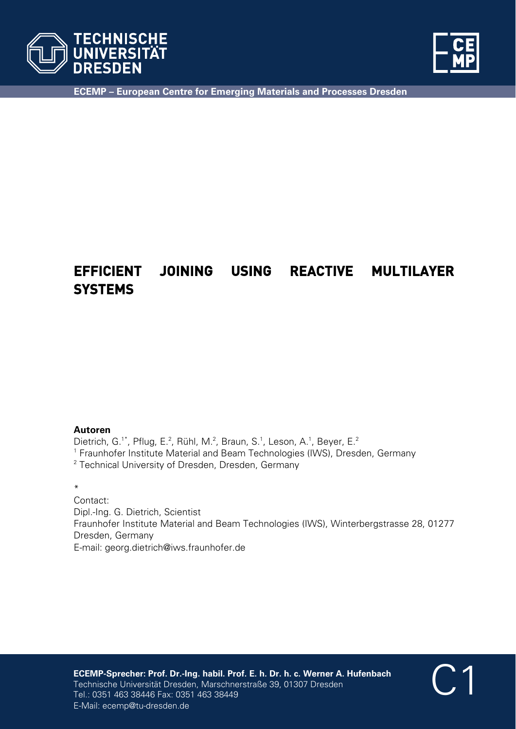TECHNISCHE UNIVERSITÄT DRESDEN

ECEMP – European Centre for Emerging Materials and Processes Dresden

# EFFICIENT JOINING USING REACTIVE MULTILAYER SYSTEMS

**Autoren**

Dietrich, G.[1*], Pflug, E.[2], Rühl, M.[2], Braun, S.[1], Leson, A.[1], Beyer, E.[2]

[1] Fraunhofer Institute Material and Beam Technologies (IWS), Dresden, Germany

[2] Technical University of Dresden, Dresden, Germany

*

Contact:

Dipl.-Ing. G. Dietrich, Scientist

Fraunhofer Institute Material and Beam Technologies (IWS), Winterbergstrasse 28, 01277 Dresden, Germany

E-mail: georg.dietrich@iws.fraunhofer.de

**ECEMP-Sprecher: Prof. Dr.-Ing. habil. Prof. E. h. Dr. h. c. Werner A. Hufenbach**

Technische Universität Dresden, Marschnerstraße 39, 01307 Dresden

Tel.: 0351 463 38446 Fax: 0351 463 38449

E-Mail: ecemp@tu-dresden.de

C1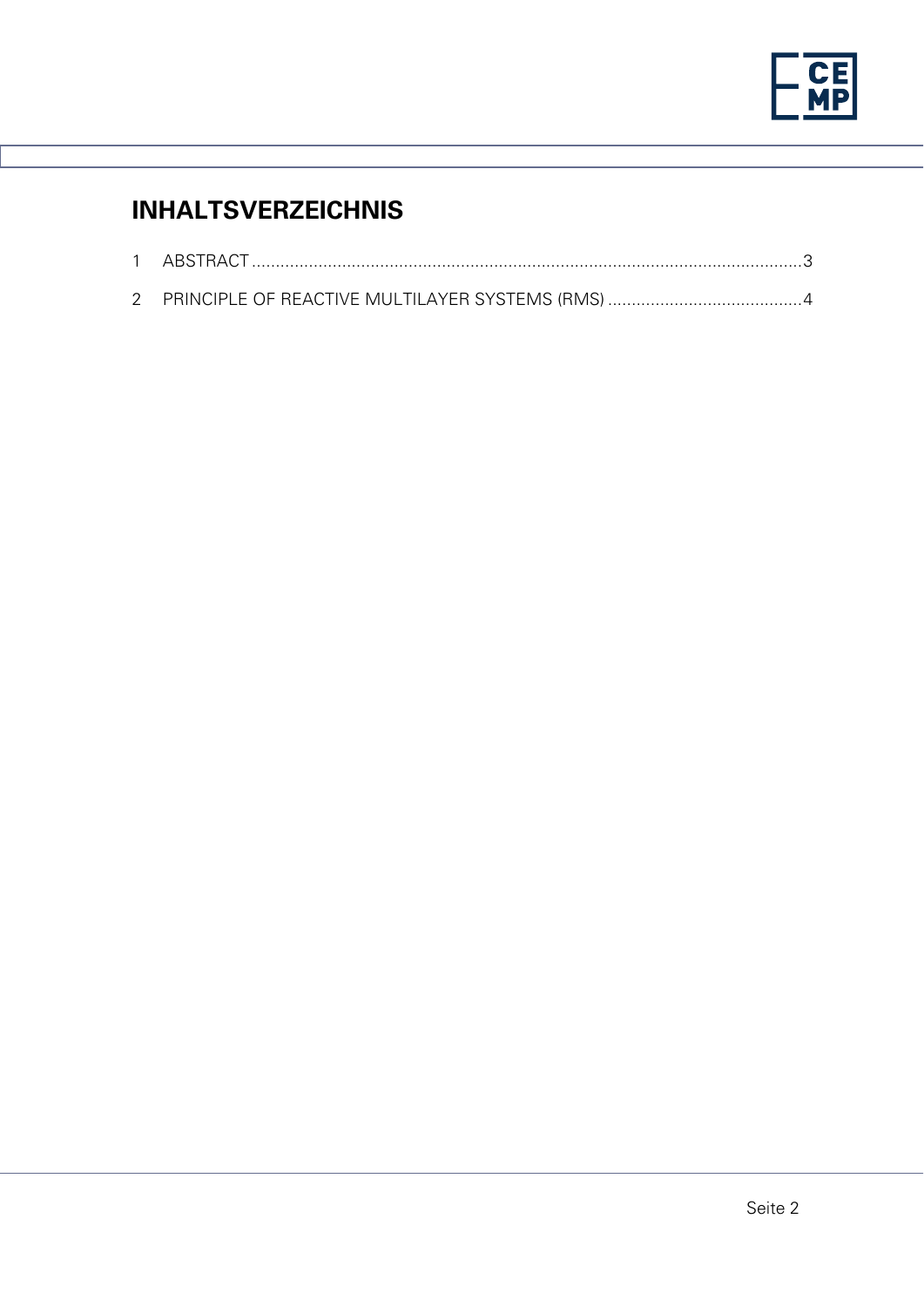# INHALTSVERZEICHNIS

1 ABSTRACT ........................................................................................................................3

2 PRINCIPLE OF REACTIVE MULTILAYER SYSTEMS (RMS) .........................................4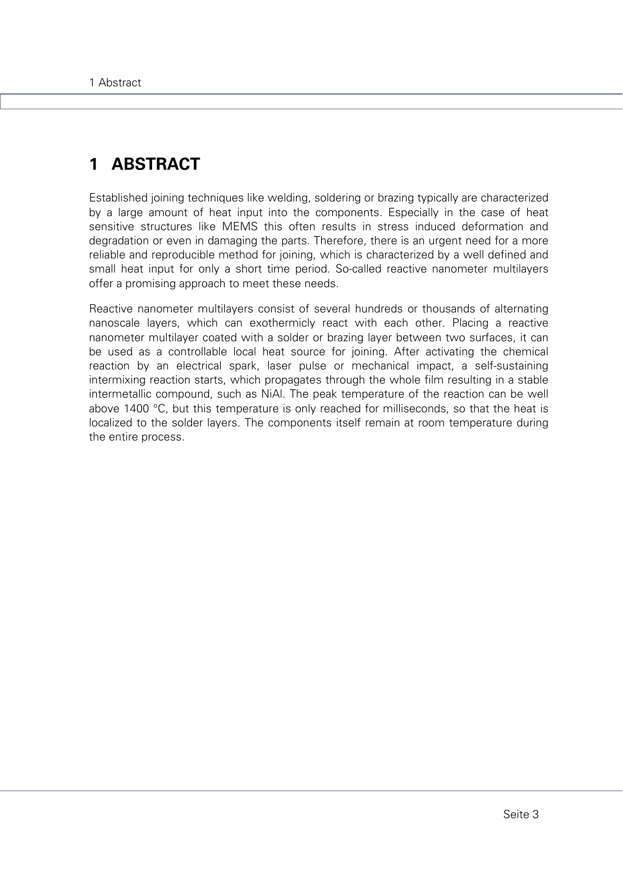# 1 ABSTRACT

Established joining techniques like welding, soldering or brazing typically are characterized by a large amount of heat input into the components. Especially in the case of heat sensitive structures like MEMS this often results in stress induced deformation and degradation or even in damaging the parts. Therefore, there is an urgent need for a more reliable and reproducible method for joining, which is characterized by a well defined and small heat input for only a short time period. So-called reactive nanometer multilayers offer a promising approach to meet these needs.

Reactive nanometer multilayers consist of several hundreds or thousands of alternating nanoscale layers, which can exothermicly react with each other. Placing a reactive nanometer multilayer coated with a solder or brazing layer between two surfaces, it can be used as a controllable local heat source for joining. After activating the chemical reaction by an electrical spark, laser pulse or mechanical impact, a self-sustaining intermixing reaction starts, which propagates through the whole film resulting in a stable intermetallic compound, such as NiAl. The peak temperature of the reaction can be well above 1400 °C, but this temperature is only reached for milliseconds, so that the heat is localized to the solder layers. The components itself remain at room temperature during the entire process.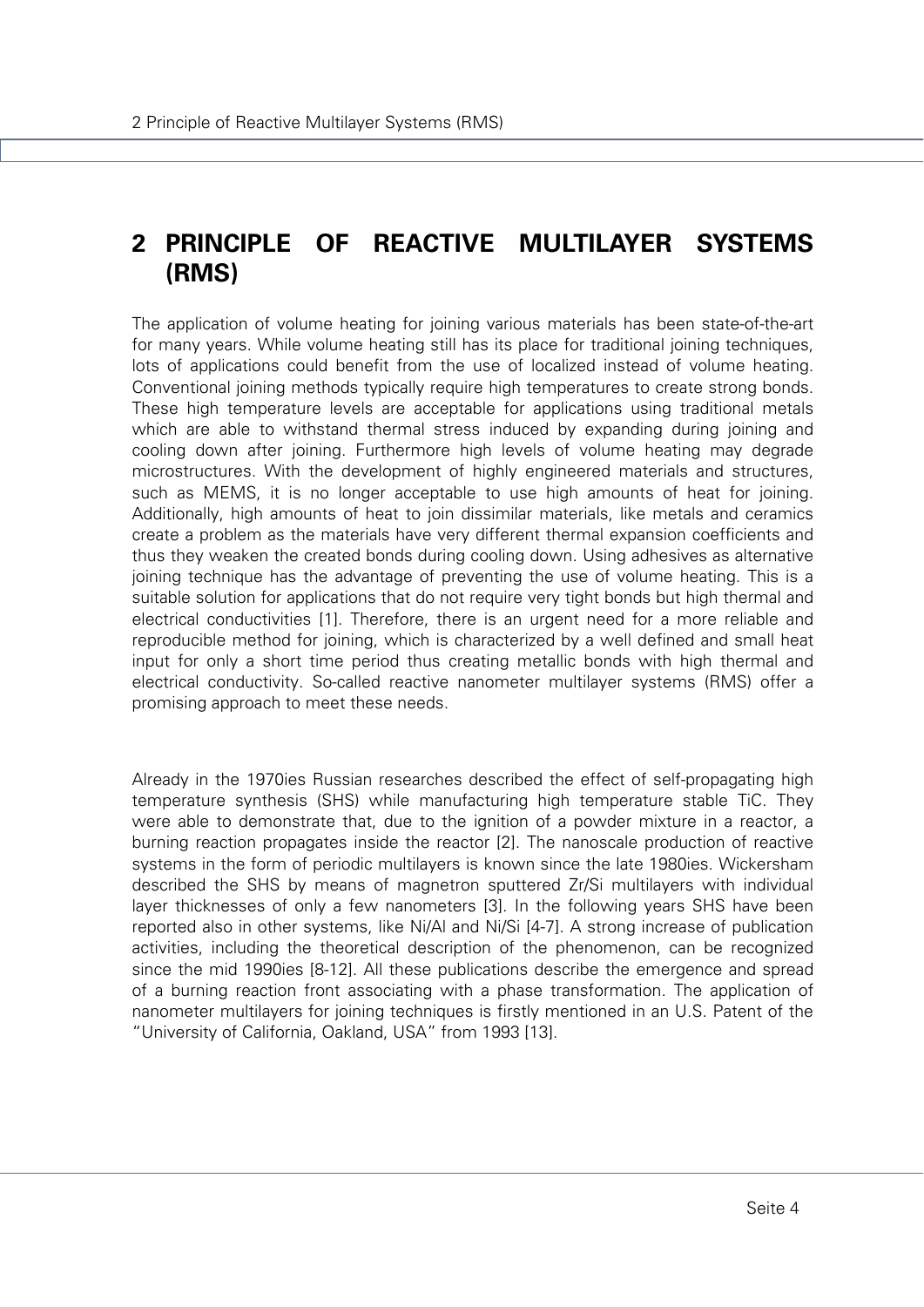# 2 PRINCIPLE OF REACTIVE MULTILAYER SYSTEMS (RMS)

The application of volume heating for joining various materials has been state-of-the-art for many years. While volume heating still has its place for traditional joining techniques, lots of applications could benefit from the use of localized instead of volume heating. Conventional joining methods typically require high temperatures to create strong bonds. These high temperature levels are acceptable for applications using traditional metals which are able to withstand thermal stress induced by expanding during joining and cooling down after joining. Furthermore high levels of volume heating may degrade microstructures. With the development of highly engineered materials and structures, such as MEMS, it is no longer acceptable to use high amounts of heat for joining. Additionally, high amounts of heat to join dissimilar materials, like metals and ceramics create a problem as the materials have very different thermal expansion coefficients and thus they weaken the created bonds during cooling down. Using adhesives as alternative joining technique has the advantage of preventing the use of volume heating. This is a suitable solution for applications that do not require very tight bonds but high thermal and electrical conductivities [1]. Therefore, there is an urgent need for a more reliable and reproducible method for joining, which is characterized by a well defined and small heat input for only a short time period thus creating metallic bonds with high thermal and electrical conductivity. So-called reactive nanometer multilayer systems (RMS) offer a promising approach to meet these needs.

Already in the 1970ies Russian researches described the effect of self-propagating high temperature synthesis (SHS) while manufacturing high temperature stable TiC. They were able to demonstrate that, due to the ignition of a powder mixture in a reactor, a burning reaction propagates inside the reactor [2]. The nanoscale production of reactive systems in the form of periodic multilayers is known since the late 1980ies. Wickersham described the SHS by means of magnetron sputtered Zr/Si multilayers with individual layer thicknesses of only a few nanometers [3]. In the following years SHS have been reported also in other systems, like Ni/Al and Ni/Si [4-7]. A strong increase of publication activities, including the theoretical description of the phenomenon, can be recognized since the mid 1990ies [8-12]. All these publications describe the emergence and spread of a burning reaction front associating with a phase transformation. The application of nanometer multilayers for joining techniques is firstly mentioned in an U.S. Patent of the "University of California, Oakland, USA" from 1993 [13].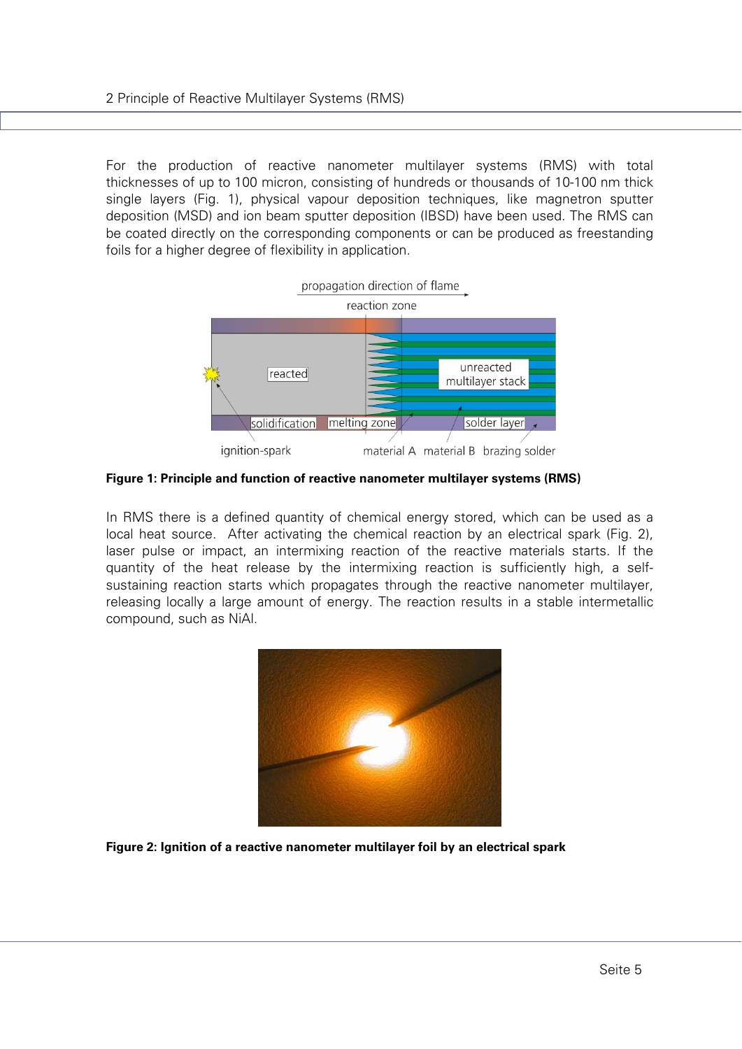For the production of reactive nanometer multilayer systems (RMS) with total thicknesses of up to 100 micron, consisting of hundreds or thousands of 10-100 nm thick single layers (Fig. 1), physical vapour deposition techniques, like magnetron sputter deposition (MSD) and ion beam sputter deposition (IBSD) have been used. The RMS can be coated directly on the corresponding components or can be produced as freestanding foils for a higher degree of flexibility in application.

**Figure 1: Principle and function of reactive nanometer multilayer systems (RMS)**

In RMS there is a defined quantity of chemical energy stored, which can be used as a local heat source. After activating the chemical reaction by an electrical spark (Fig. 2), laser pulse or impact, an intermixing reaction of the reactive materials starts. If the quantity of the heat release by the intermixing reaction is sufficiently high, a self-sustaining reaction starts which propagates through the reactive nanometer multilayer, releasing locally a large amount of energy. The reaction results in a stable intermetallic compound, such as NiAl.

**Figure 2: Ignition of a reactive nanometer multilayer foil by an electrical spark**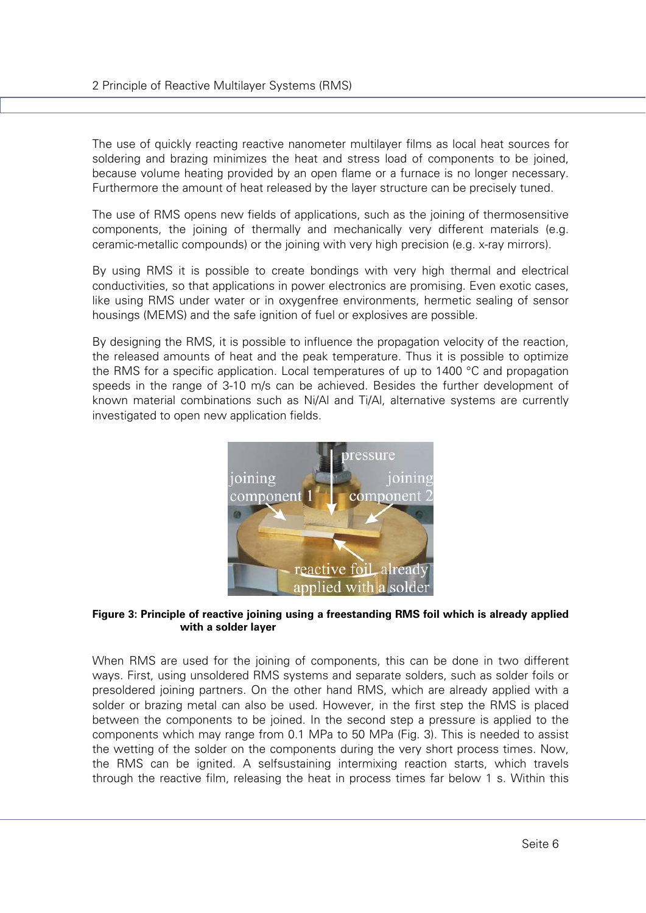The use of quickly reacting reactive nanometer multilayer films as local heat sources for soldering and brazing minimizes the heat and stress load of components to be joined, because volume heating provided by an open flame or a furnace is no longer necessary. Furthermore the amount of heat released by the layer structure can be precisely tuned.

The use of RMS opens new fields of applications, such as the joining of thermosensitive components, the joining of thermally and mechanically very different materials (e.g. ceramic-metallic compounds) or the joining with very high precision (e.g. x-ray mirrors).

By using RMS it is possible to create bondings with very high thermal and electrical conductivities, so that applications in power electronics are promising. Even exotic cases, like using RMS under water or in oxygenfree environments, hermetic sealing of sensor housings (MEMS) and the safe ignition of fuel or explosives are possible.

By designing the RMS, it is possible to influence the propagation velocity of the reaction, the released amounts of heat and the peak temperature. Thus it is possible to optimize the RMS for a specific application. Local temperatures of up to 1400 °C and propagation speeds in the range of 3-10 m/s can be achieved. Besides the further development of known material combinations such as Ni/Al and Ti/Al, alternative systems are currently investigated to open new application fields.

**Figure 3: Principle of reactive joining using a freestanding RMS foil which is already applied with a solder layer**

When RMS are used for the joining of components, this can be done in two different ways. First, using unsoldered RMS systems and separate solders, such as solder foils or presoldered joining partners. On the other hand RMS, which are already applied with a solder or brazing metal can also be used. However, in the first step the RMS is placed between the components to be joined. In the second step a pressure is applied to the components which may range from 0.1 MPa to 50 MPa (Fig. 3). This is needed to assist the wetting of the solder on the components during the very short process times. Now, the RMS can be ignited. A selfsustaining intermixing reaction starts, which travels through the reactive film, releasing the heat in process times far below 1 s. Within this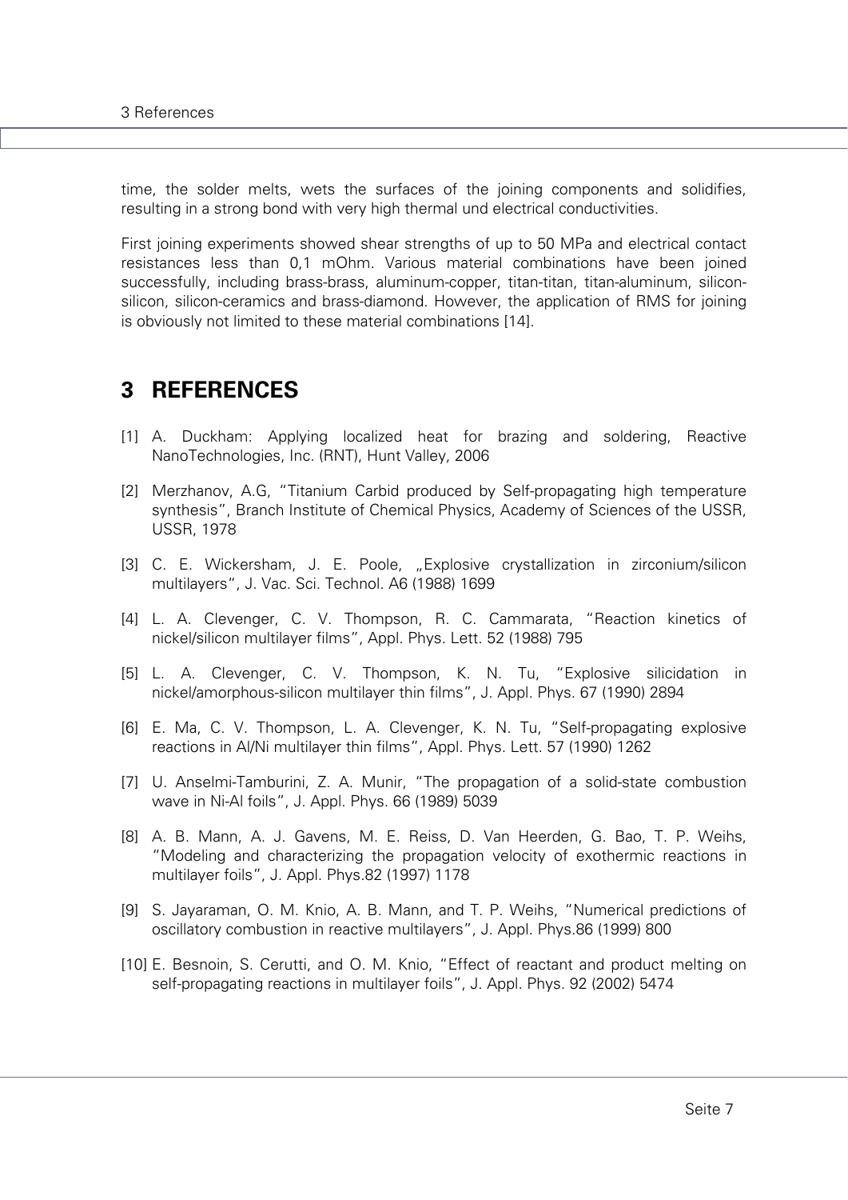time, the solder melts, wets the surfaces of the joining components and solidifies, resulting in a strong bond with very high thermal und electrical conductivities.

First joining experiments showed shear strengths of up to 50 MPa and electrical contact resistances less than 0,1 mOhm. Various material combinations have been joined successfully, including brass-brass, aluminum-copper, titan-titan, titan-aluminum, silicon-silicon, silicon-ceramics and brass-diamond. However, the application of RMS for joining is obviously not limited to these material combinations [14].

# 3 REFERENCES

[1] A. Duckham: Applying localized heat for brazing and soldering, Reactive NanoTechnologies, Inc. (RNT), Hunt Valley, 2006

[2] Merzhanov, A.G, "Titanium Carbid produced by Self-propagating high temperature synthesis", Branch Institute of Chemical Physics, Academy of Sciences of the USSR, USSR, 1978

[3] C. E. Wickersham, J. E. Poole, „Explosive crystallization in zirconium/silicon multilayers", J. Vac. Sci. Technol. A6 (1988) 1699

[4] L. A. Clevenger, C. V. Thompson, R. C. Cammarata, "Reaction kinetics of nickel/silicon multilayer films", Appl. Phys. Lett. 52 (1988) 795

[5] L. A. Clevenger, C. V. Thompson, K. N. Tu, "Explosive silicidation in nickel/amorphous-silicon multilayer thin films", J. Appl. Phys. 67 (1990) 2894

[6] E. Ma, C. V. Thompson, L. A. Clevenger, K. N. Tu, "Self-propagating explosive reactions in Al/Ni multilayer thin films", Appl. Phys. Lett. 57 (1990) 1262

[7] U. Anselmi-Tamburini, Z. A. Munir, "The propagation of a solid-state combustion wave in Ni-Al foils", J. Appl. Phys. 66 (1989) 5039

[8] A. B. Mann, A. J. Gavens, M. E. Reiss, D. Van Heerden, G. Bao, T. P. Weihs, "Modeling and characterizing the propagation velocity of exothermic reactions in multilayer foils", J. Appl. Phys.82 (1997) 1178

[9] S. Jayaraman, O. M. Knio, A. B. Mann, and T. P. Weihs, "Numerical predictions of oscillatory combustion in reactive multilayers", J. Appl. Phys.86 (1999) 800

[10] E. Besnoin, S. Cerutti, and O. M. Knio, "Effect of reactant and product melting on self-propagating reactions in multilayer foils", J. Appl. Phys. 92 (2002) 5474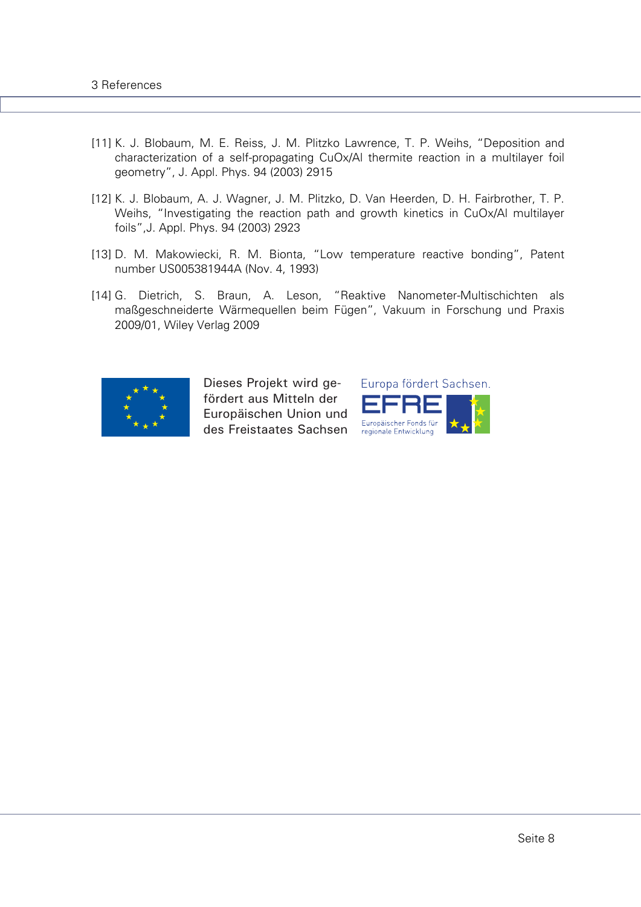[11] K. J. Blobaum, M. E. Reiss, J. M. Plitzko Lawrence, T. P. Weihs, "Deposition and characterization of a self-propagating CuOx/Al thermite reaction in a multilayer foil geometry", J. Appl. Phys. 94 (2003) 2915

[12] K. J. Blobaum, A. J. Wagner, J. M. Plitzko, D. Van Heerden, D. H. Fairbrother, T. P. Weihs, "Investigating the reaction path and growth kinetics in CuOx/Al multilayer foils",J. Appl. Phys. 94 (2003) 2923

[13] D. M. Makowiecki, R. M. Bionta, "Low temperature reactive bonding", Patent number US005381944A (Nov. 4, 1993)

[14] G. Dietrich, S. Braun, A. Leson, "Reaktive Nanometer-Multischichten als maßgeschneiderte Wärmequellen beim Fügen", Vakuum in Forschung und Praxis 2009/01, Wiley Verlag 2009

Dieses Projekt wird gefördert aus Mitteln der Europäischen Union und des Freistaates Sachsen

Europa fördert Sachsen.

EFRE

Europäischer Fonds für regionale Entwicklung